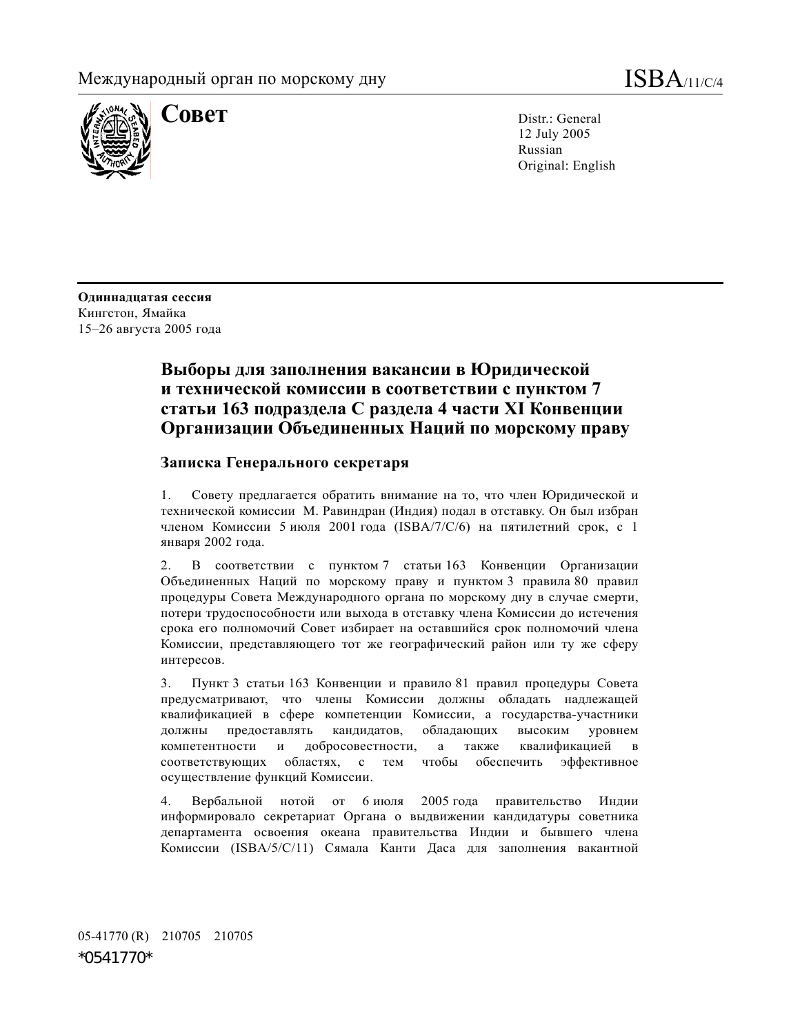Международный орган по морскому дну

ISBA/11/C/4

# Совет

Distr.: General
12 July 2005
Russian
Original: English

**Одиннадцатая сессия**
Кингстон, Ямайка
15–26 августа 2005 года

## Выборы для заполнения вакансии в Юридической и технической комиссии в соответствии с пунктом 7 статьи 163 подраздела С раздела 4 части XI Конвенции Организации Объединенных Наций по морскому праву

### Записка Генерального секретаря

1. Совету предлагается обратить внимание на то, что член Юридической и технической комиссии М. Равиндран (Индия) подал в отставку. Он был избран членом Комиссии 5 июля 2001 года (ISBA/7/C/6) на пятилетний срок, с 1 января 2002 года.

2. В соответствии с пунктом 7 статьи 163 Конвенции Организации Объединенных Наций по морскому праву и пунктом 3 правила 80 правил процедуры Совета Международного органа по морскому дну в случае смерти, потери трудоспособности или выхода в отставку члена Комиссии до истечения срока его полномочий Совет избирает на оставшийся срок полномочий члена Комиссии, представляющего тот же географический район или ту же сферу интересов.

3. Пункт 3 статьи 163 Конвенции и правило 81 правил процедуры Совета предусматривают, что члены Комиссии должны обладать надлежащей квалификацией в сфере компетенции Комиссии, а государства-участники должны предоставлять кандидатов, обладающих высоким уровнем компетентности и добросовестности, а также квалификацией в соответствующих областях, с тем чтобы обеспечить эффективное осуществление функций Комиссии.

4. Вербальной нотой от 6 июля 2005 года правительство Индии информировало секретариат Органа о выдвижении кандидатуры советника департамента освоения океана правительства Индии и бывшего члена Комиссии (ISBA/5/C/11) Сямала Канти Даса для заполнения вакантной

05-41770 (R) 210705 210705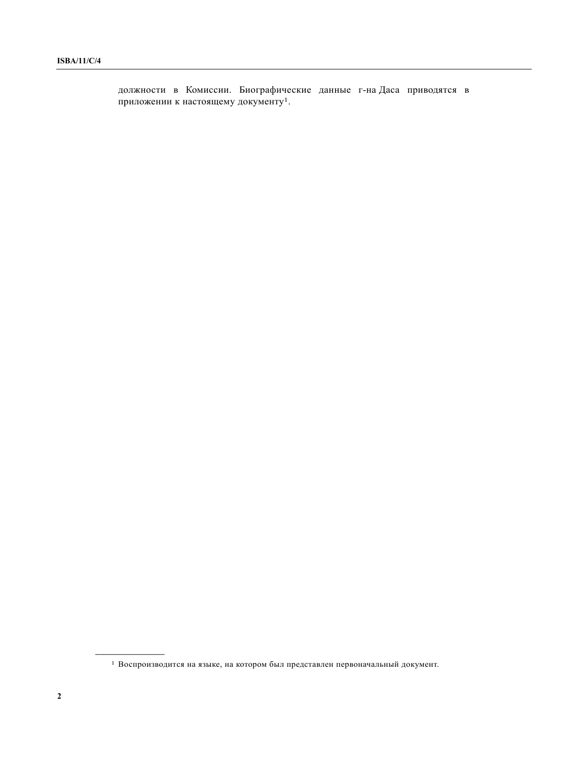должности в Комиссии. Биографические данные г-на Даса приводятся в приложении к настоящему документу[1].

---

[1] Воспроизводится на языке, на котором был представлен первоначальный документ.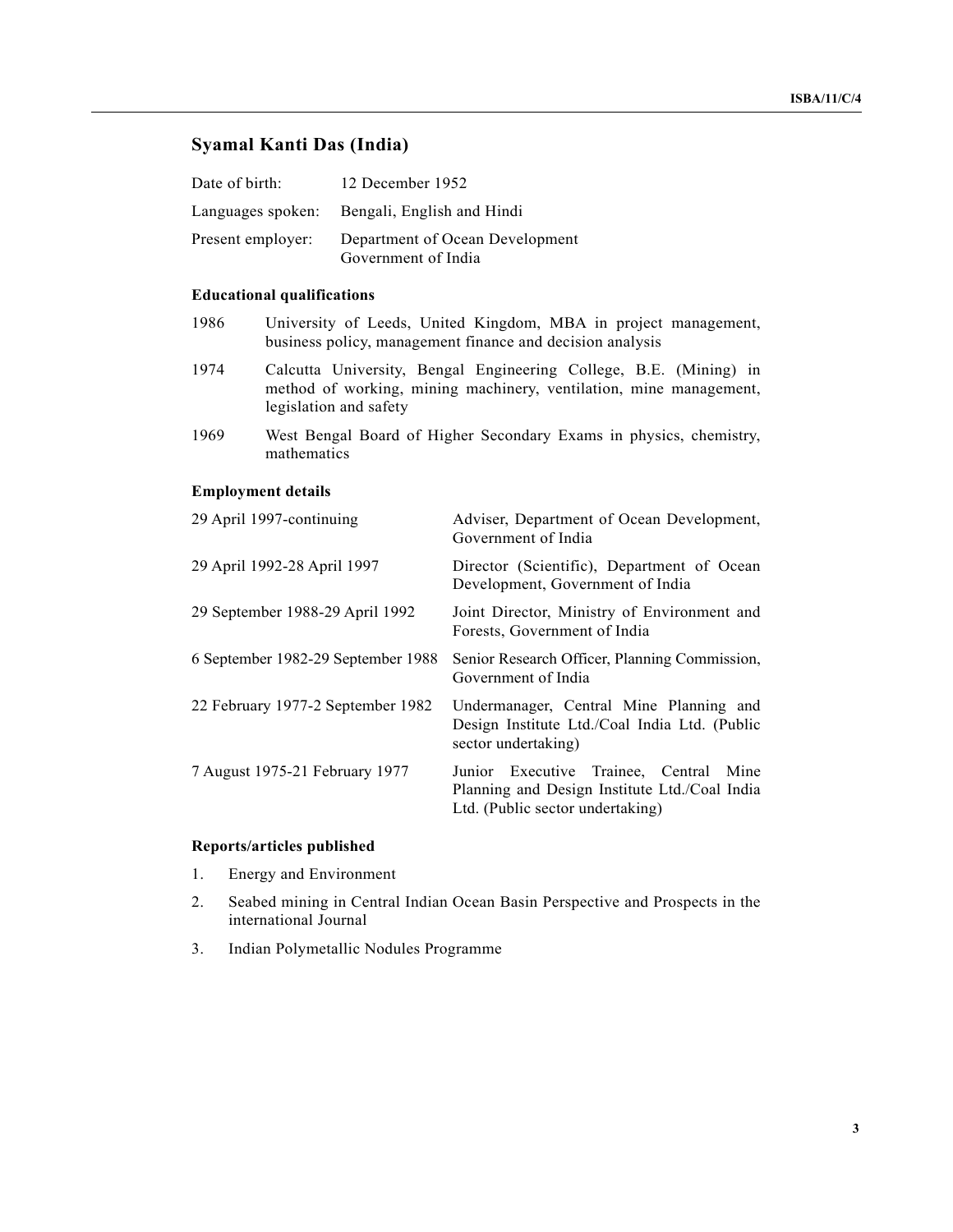## Syamal Kanti Das (India)

| | |
|---|---|
| Date of birth: | 12 December 1952 |
| Languages spoken: | Bengali, English and Hindi |
| Present employer: | Department of Ocean Development Government of India |

### Educational qualifications

| | |
|---|---|
| 1986 | University of Leeds, United Kingdom, MBA in project management, business policy, management finance and decision analysis |
| 1974 | Calcutta University, Bengal Engineering College, B.E. (Mining) in method of working, mining machinery, ventilation, mine management, legislation and safety |
| 1969 | West Bengal Board of Higher Secondary Exams in physics, chemistry, mathematics |

### Employment details

| | |
|---|---|
| 29 April 1997-continuing | Adviser, Department of Ocean Development, Government of India |
| 29 April 1992-28 April 1997 | Director (Scientific), Department of Ocean Development, Government of India |
| 29 September 1988-29 April 1992 | Joint Director, Ministry of Environment and Forests, Government of India |
| 6 September 1982-29 September 1988 | Senior Research Officer, Planning Commission, Government of India |
| 22 February 1977-2 September 1982 | Undermanager, Central Mine Planning and Design Institute Ltd./Coal India Ltd. (Public sector undertaking) |
| 7 August 1975-21 February 1977 | Junior Executive Trainee, Central Mine Planning and Design Institute Ltd./Coal India Ltd. (Public sector undertaking) |

### Reports/articles published

1. Energy and Environment
2. Seabed mining in Central Indian Ocean Basin Perspective and Prospects in the international Journal
3. Indian Polymetallic Nodules Programme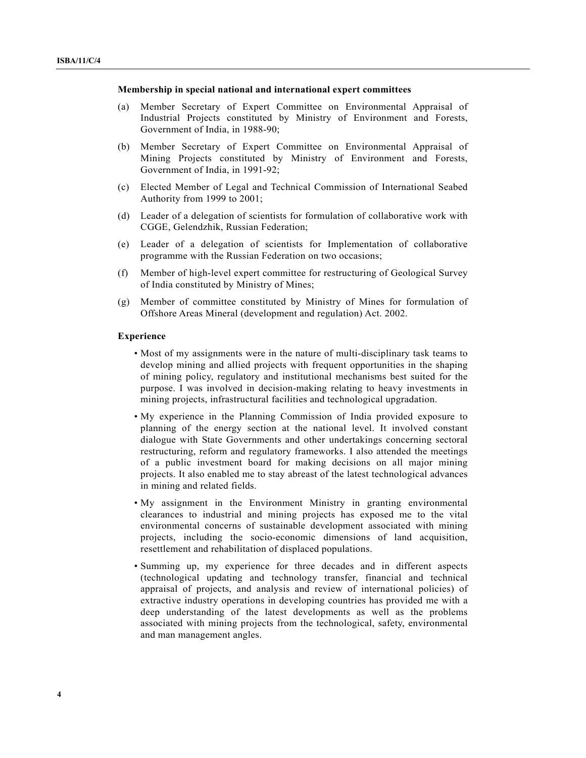**Membership in special national and international expert committees**

(a) Member Secretary of Expert Committee on Environmental Appraisal of Industrial Projects constituted by Ministry of Environment and Forests, Government of India, in 1988-90;

(b) Member Secretary of Expert Committee on Environmental Appraisal of Mining Projects constituted by Ministry of Environment and Forests, Government of India, in 1991-92;

(c) Elected Member of Legal and Technical Commission of International Seabed Authority from 1999 to 2001;

(d) Leader of a delegation of scientists for formulation of collaborative work with CGGE, Gelendzhik, Russian Federation;

(e) Leader of a delegation of scientists for Implementation of collaborative programme with the Russian Federation on two occasions;

(f) Member of high-level expert committee for restructuring of Geological Survey of India constituted by Ministry of Mines;

(g) Member of committee constituted by Ministry of Mines for formulation of Offshore Areas Mineral (development and regulation) Act. 2002.

**Experience**

- Most of my assignments were in the nature of multi-disciplinary task teams to develop mining and allied projects with frequent opportunities in the shaping of mining policy, regulatory and institutional mechanisms best suited for the purpose. I was involved in decision-making relating to heavy investments in mining projects, infrastructural facilities and technological upgradation.
- My experience in the Planning Commission of India provided exposure to planning of the energy section at the national level. It involved constant dialogue with State Governments and other undertakings concerning sectoral restructuring, reform and regulatory frameworks. I also attended the meetings of a public investment board for making decisions on all major mining projects. It also enabled me to stay abreast of the latest technological advances in mining and related fields.
- My assignment in the Environment Ministry in granting environmental clearances to industrial and mining projects has exposed me to the vital environmental concerns of sustainable development associated with mining projects, including the socio-economic dimensions of land acquisition, resettlement and rehabilitation of displaced populations.
- Summing up, my experience for three decades and in different aspects (technological updating and technology transfer, financial and technical appraisal of projects, and analysis and review of international policies) of extractive industry operations in developing countries has provided me with a deep understanding of the latest developments as well as the problems associated with mining projects from the technological, safety, environmental and man management angles.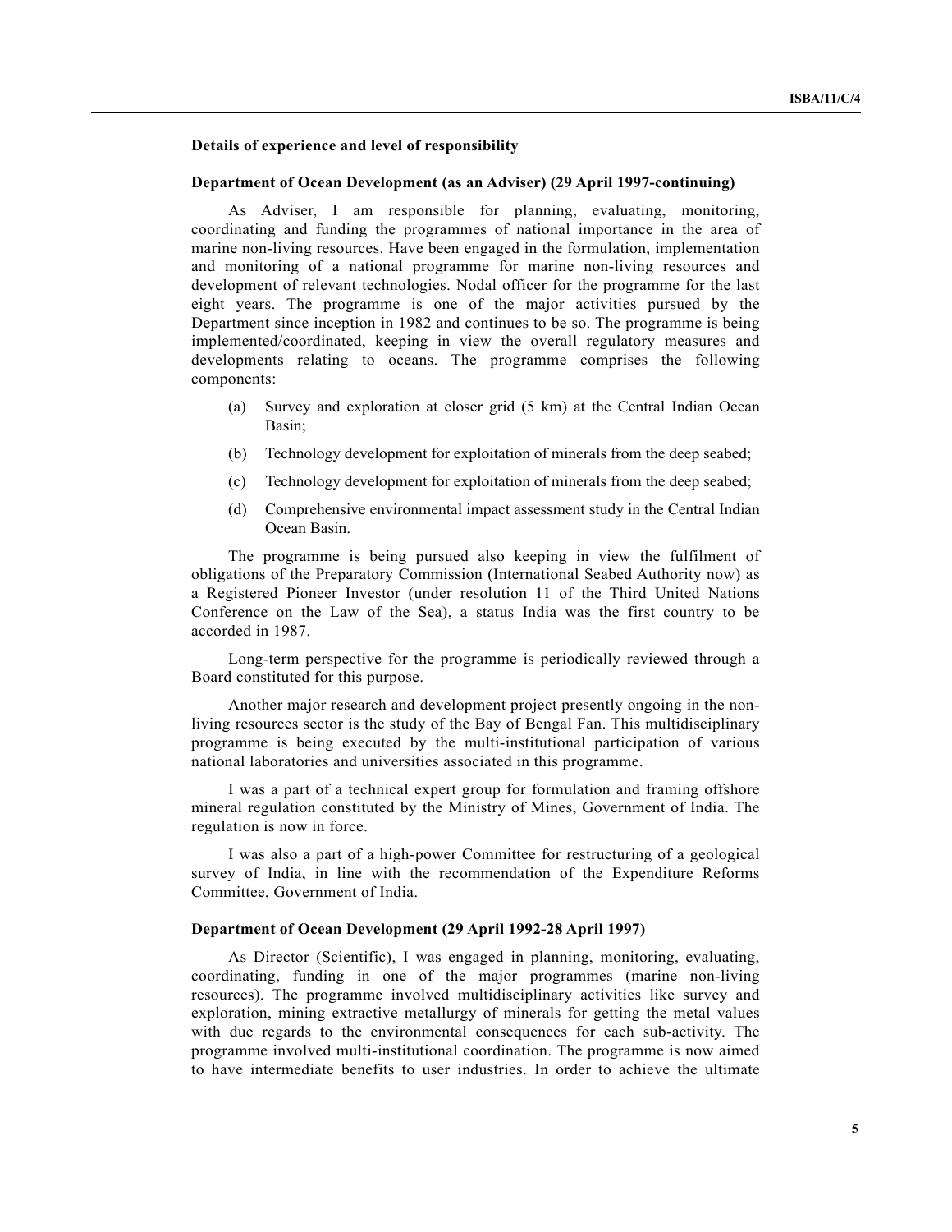**Details of experience and level of responsibility**

**Department of Ocean Development (as an Adviser) (29 April 1997-continuing)**

As Adviser, I am responsible for planning, evaluating, monitoring, coordinating and funding the programmes of national importance in the area of marine non-living resources. Have been engaged in the formulation, implementation and monitoring of a national programme for marine non-living resources and development of relevant technologies. Nodal officer for the programme for the last eight years. The programme is one of the major activities pursued by the Department since inception in 1982 and continues to be so. The programme is being implemented/coordinated, keeping in view the overall regulatory measures and developments relating to oceans. The programme comprises the following components:

(a) Survey and exploration at closer grid (5 km) at the Central Indian Ocean Basin;

(b) Technology development for exploitation of minerals from the deep seabed;

(c) Technology development for exploitation of minerals from the deep seabed;

(d) Comprehensive environmental impact assessment study in the Central Indian Ocean Basin.

The programme is being pursued also keeping in view the fulfilment of obligations of the Preparatory Commission (International Seabed Authority now) as a Registered Pioneer Investor (under resolution 11 of the Third United Nations Conference on the Law of the Sea), a status India was the first country to be accorded in 1987.

Long-term perspective for the programme is periodically reviewed through a Board constituted for this purpose.

Another major research and development project presently ongoing in the non-living resources sector is the study of the Bay of Bengal Fan. This multidisciplinary programme is being executed by the multi-institutional participation of various national laboratories and universities associated in this programme.

I was a part of a technical expert group for formulation and framing offshore mineral regulation constituted by the Ministry of Mines, Government of India. The regulation is now in force.

I was also a part of a high-power Committee for restructuring of a geological survey of India, in line with the recommendation of the Expenditure Reforms Committee, Government of India.

**Department of Ocean Development (29 April 1992-28 April 1997)**

As Director (Scientific), I was engaged in planning, monitoring, evaluating, coordinating, funding in one of the major programmes (marine non-living resources). The programme involved multidisciplinary activities like survey and exploration, mining extractive metallurgy of minerals for getting the metal values with due regards to the environmental consequences for each sub-activity. The programme involved multi-institutional coordination. The programme is now aimed to have intermediate benefits to user industries. In order to achieve the ultimate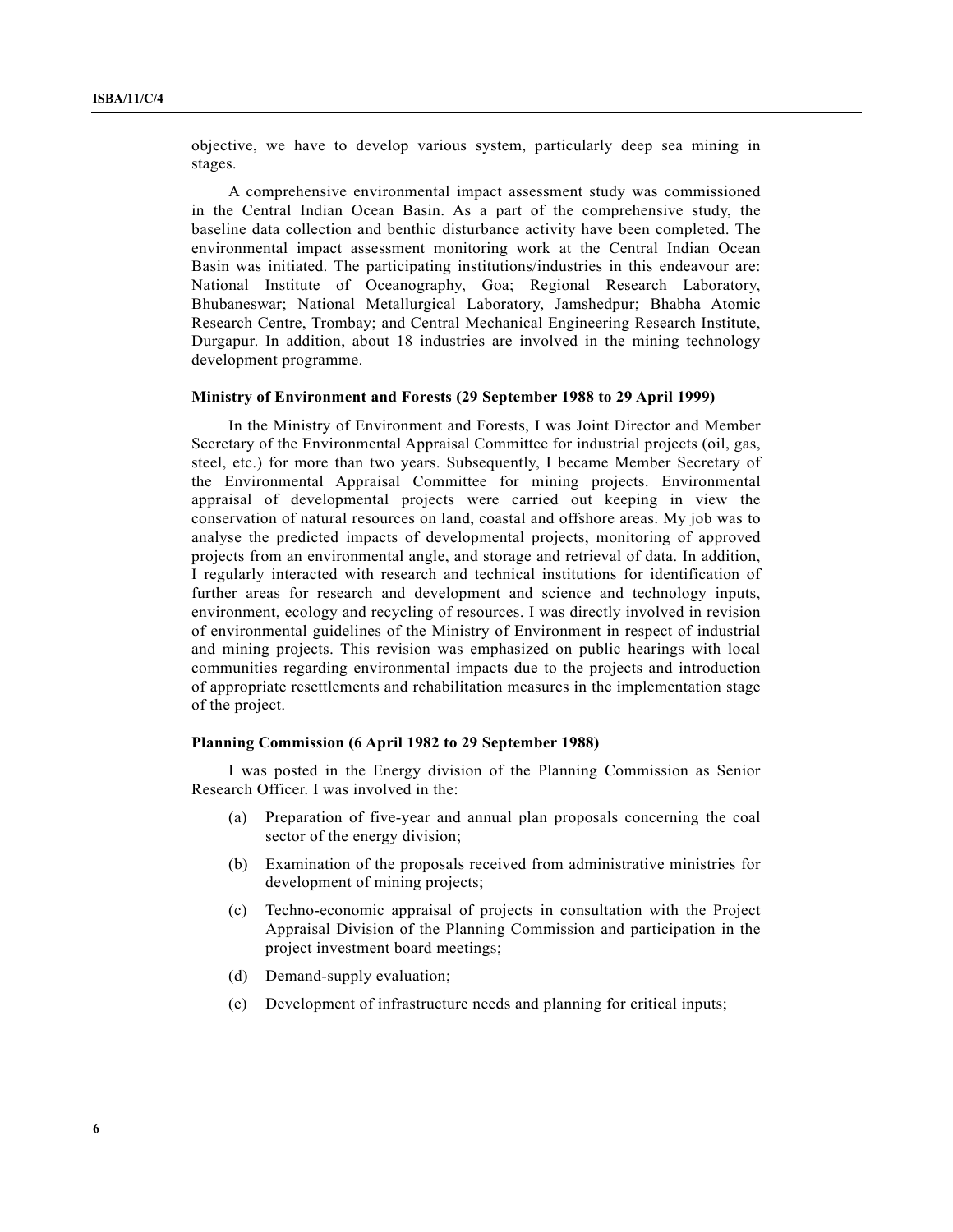objective, we have to develop various system, particularly deep sea mining in stages.

A comprehensive environmental impact assessment study was commissioned in the Central Indian Ocean Basin. As a part of the comprehensive study, the baseline data collection and benthic disturbance activity have been completed. The environmental impact assessment monitoring work at the Central Indian Ocean Basin was initiated. The participating institutions/industries in this endeavour are: National Institute of Oceanography, Goa; Regional Research Laboratory, Bhubaneswar; National Metallurgical Laboratory, Jamshedpur; Bhabha Atomic Research Centre, Trombay; and Central Mechanical Engineering Research Institute, Durgapur. In addition, about 18 industries are involved in the mining technology development programme.

**Ministry of Environment and Forests (29 September 1988 to 29 April 1999)**

In the Ministry of Environment and Forests, I was Joint Director and Member Secretary of the Environmental Appraisal Committee for industrial projects (oil, gas, steel, etc.) for more than two years. Subsequently, I became Member Secretary of the Environmental Appraisal Committee for mining projects. Environmental appraisal of developmental projects were carried out keeping in view the conservation of natural resources on land, coastal and offshore areas. My job was to analyse the predicted impacts of developmental projects, monitoring of approved projects from an environmental angle, and storage and retrieval of data. In addition, I regularly interacted with research and technical institutions for identification of further areas for research and development and science and technology inputs, environment, ecology and recycling of resources. I was directly involved in revision of environmental guidelines of the Ministry of Environment in respect of industrial and mining projects. This revision was emphasized on public hearings with local communities regarding environmental impacts due to the projects and introduction of appropriate resettlements and rehabilitation measures in the implementation stage of the project.

**Planning Commission (6 April 1982 to 29 September 1988)**

I was posted in the Energy division of the Planning Commission as Senior Research Officer. I was involved in the:

(a) Preparation of five-year and annual plan proposals concerning the coal sector of the energy division;

(b) Examination of the proposals received from administrative ministries for development of mining projects;

(c) Techno-economic appraisal of projects in consultation with the Project Appraisal Division of the Planning Commission and participation in the project investment board meetings;

(d) Demand-supply evaluation;

(e) Development of infrastructure needs and planning for critical inputs;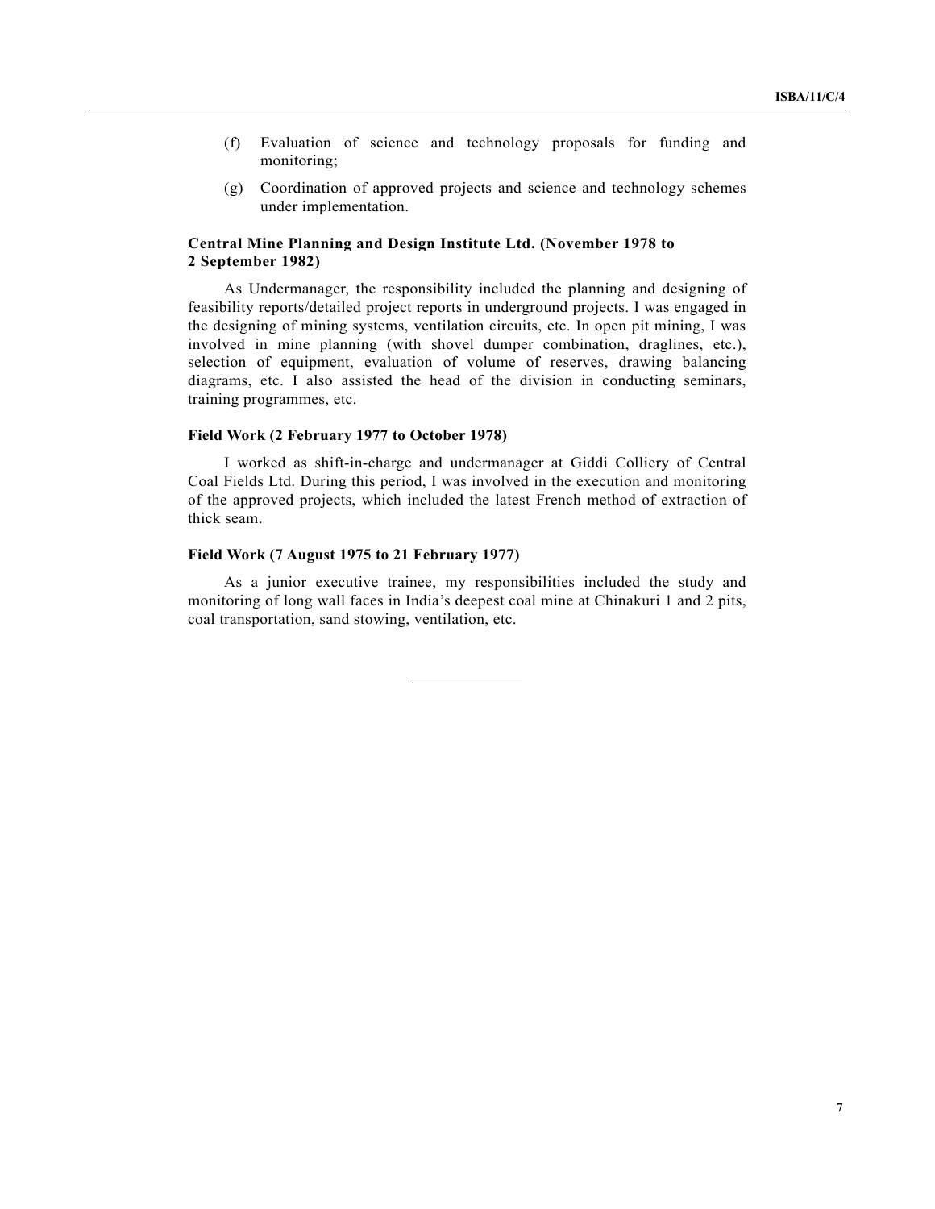(f) Evaluation of science and technology proposals for funding and monitoring;

(g) Coordination of approved projects and science and technology schemes under implementation.

**Central Mine Planning and Design Institute Ltd. (November 1978 to 2 September 1982)**

As Undermanager, the responsibility included the planning and designing of feasibility reports/detailed project reports in underground projects. I was engaged in the designing of mining systems, ventilation circuits, etc. In open pit mining, I was involved in mine planning (with shovel dumper combination, draglines, etc.), selection of equipment, evaluation of volume of reserves, drawing balancing diagrams, etc. I also assisted the head of the division in conducting seminars, training programmes, etc.

**Field Work (2 February 1977 to October 1978)**

I worked as shift-in-charge and undermanager at Giddi Colliery of Central Coal Fields Ltd. During this period, I was involved in the execution and monitoring of the approved projects, which included the latest French method of extraction of thick seam.

**Field Work (7 August 1975 to 21 February 1977)**

As a junior executive trainee, my responsibilities included the study and monitoring of long wall faces in India's deepest coal mine at Chinakuri 1 and 2 pits, coal transportation, sand stowing, ventilation, etc.